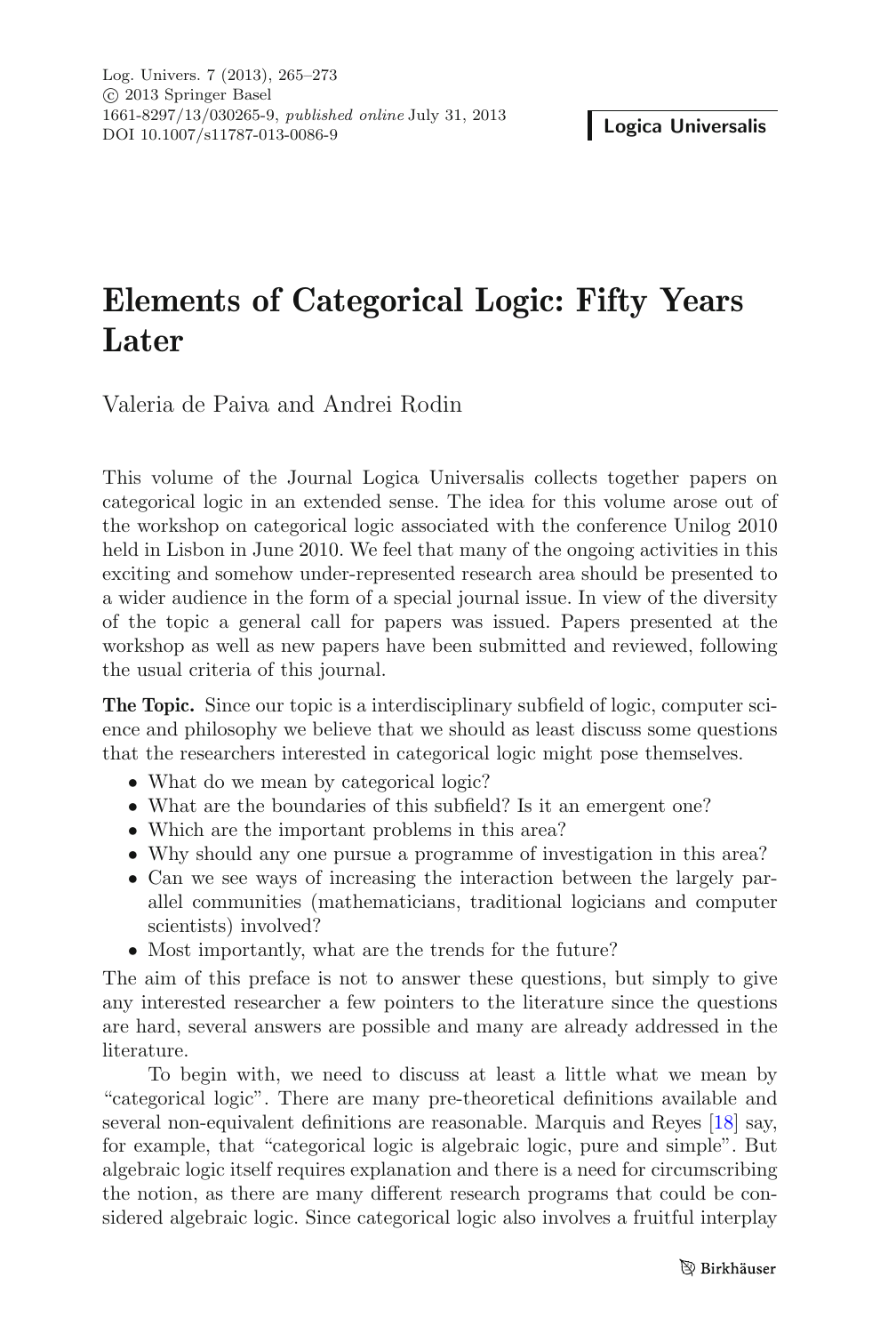# Elements of Categorical Logic: Fifty Years Later

Valeria de Paiva and Andrei Rodin

This volume of the Journal Logica Universalis collects together papers on categorical logic in an extended sense. The idea for this volume arose out of the workshop on categorical logic associated with the conference Unilog 2010 held in Lisbon in June 2010. We feel that many of the ongoing activities in this exciting and somehow under-represented research area should be presented to a wider audience in the form of a special journal issue. In view of the diversity of the topic a general call for papers was issued. Papers presented at the workshop as well as new papers have been submitted and reviewed, following the usual criteria of this journal.

**The Topic.** Since our topic is a interdisciplinary subfield of logic, computer science and philosophy we believe that we should as least discuss some questions that the researchers interested in categorical logic might pose themselves.

- What do we mean by categorical logic?
- What are the boundaries of this subfield? Is it an emergent one?
- Which are the important problems in this area?
- Why should any one pursue a programme of investigation in this area?
- Can we see ways of increasing the interaction between the largely parallel communities (mathematicians, traditional logicians and computer scientists) involved?
- Most importantly, what are the trends for the future?

The aim of this preface is not to answer these questions, but simply to give any interested researcher a few pointers to the literature since the questions are hard, several answers are possible and many are already addressed in the literature.

To begin with, we need to discuss at least a little what we mean by "categorical logic". There are many pre-theoretical definitions available and several non-equivalent definitions are reasonable. Marquis and Reyes [18] say, for example, that "categorical logic is algebraic logic, pure and simple". But algebraic logic itself requires explanation and there is a need for circumscribing the notion, as there are many different research programs that could be considered algebraic logic. Since categorical logic also involves a fruitful interplay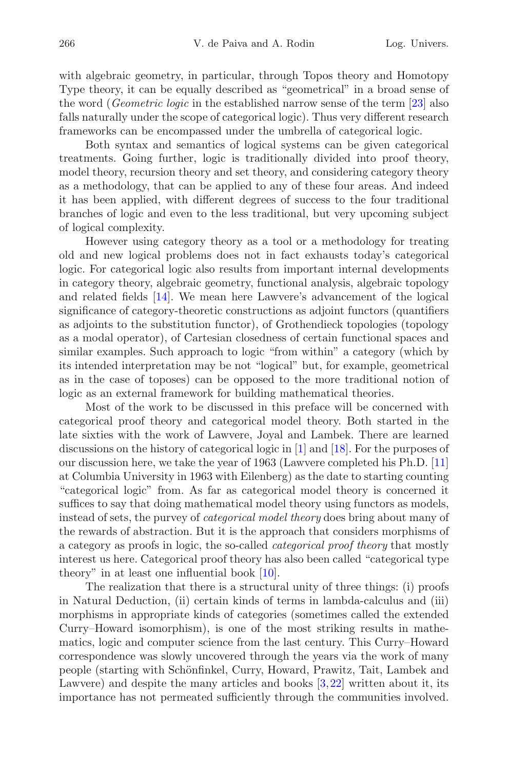with algebraic geometry, in particular, through Topos theory and Homotopy Type theory, it can be equally described as "geometrical" in a broad sense of the word (*Geometric logic* in the established narrow sense of the term [23] also falls naturally under the scope of categorical logic). Thus very different research frameworks can be encompassed under the umbrella of categorical logic.

Both syntax and semantics of logical systems can be given categorical treatments. Going further, logic is traditionally divided into proof theory, model theory, recursion theory and set theory, and considering category theory as a methodology, that can be applied to any of these four areas. And indeed it has been applied, with different degrees of success to the four traditional branches of logic and even to the less traditional, but very upcoming subject of logical complexity.

However using category theory as a tool or a methodology for treating old and new logical problems does not in fact exhausts today's categorical logic. For categorical logic also results from important internal developments in category theory, algebraic geometry, functional analysis, algebraic topology and related fields [14]. We mean here Lawvere's advancement of the logical significance of category-theoretic constructions as adjoint functors (quantifiers as adjoints to the substitution functor), of Grothendieck topologies (topology as a modal operator), of Cartesian closedness of certain functional spaces and similar examples. Such approach to logic "from within" a category (which by its intended interpretation may be not "logical" but, for example, geometrical as in the case of toposes) can be opposed to the more traditional notion of logic as an external framework for building mathematical theories.

Most of the work to be discussed in this preface will be concerned with categorical proof theory and categorical model theory. Both started in the late sixties with the work of Lawvere, Joyal and Lambek. There are learned discussions on the history of categorical logic in [1] and [18]. For the purposes of our discussion here, we take the year of 1963 (Lawvere completed his Ph.D. [11] at Columbia University in 1963 with Eilenberg) as the date to starting counting "categorical logic" from. As far as categorical model theory is concerned it suffices to say that doing mathematical model theory using functors as models, instead of sets, the purvey of *categorical model theory* does bring about many of the rewards of abstraction. But it is the approach that considers morphisms of a category as proofs in logic, the so-called *categorical proof theory* that mostly interest us here. Categorical proof theory has also been called "categorical type theory" in at least one influential book [10].

The realization that there is a structural unity of three things: (i) proofs in Natural Deduction, (ii) certain kinds of terms in lambda-calculus and (iii) morphisms in appropriate kinds of categories (sometimes called the extended Curry–Howard isomorphism), is one of the most striking results in mathematics, logic and computer science from the last century. This Curry–Howard correspondence was slowly uncovered through the years via the work of many people (starting with Schönfinkel, Curry, Howard, Prawitz, Tait, Lambek and Lawvere) and despite the many articles and books [3,22] written about it, its importance has not permeated sufficiently through the communities involved.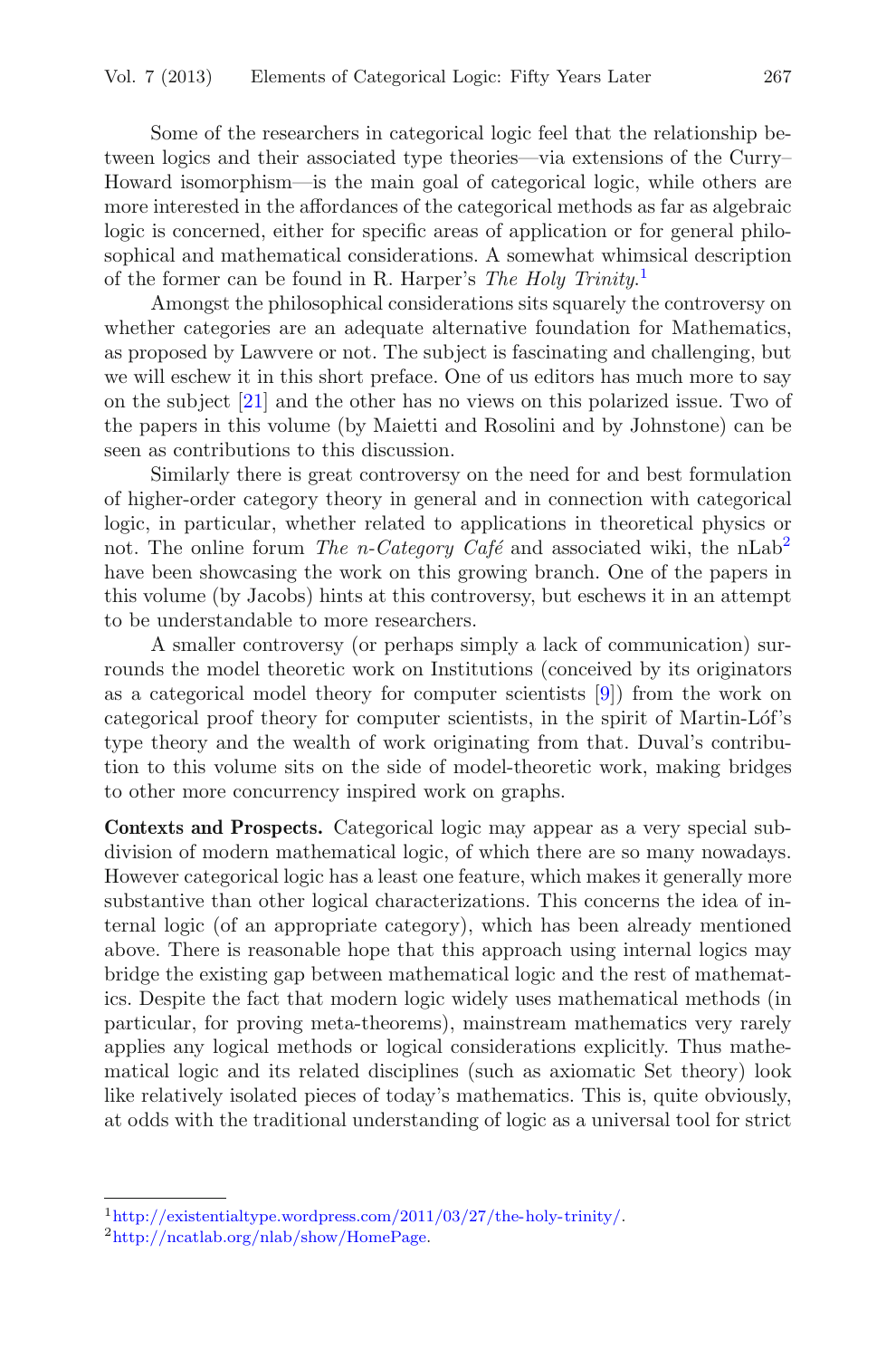Some of the researchers in categorical logic feel that the relationship between logics and their associated type theories—via extensions of the Curry–Howard isomorphism—is the main goal of categorical logic, while others are more interested in the affordances of the categorical methods as far as algebraic logic is concerned, either for specific areas of application or for general philosophical and mathematical considerations. A somewhat whimsical description of the former can be found in R. Harper's *The Holy Trinity*.[1]

Amongst the philosophical considerations sits squarely the controversy on whether categories are an adequate alternative foundation for Mathematics, as proposed by Lawvere or not. The subject is fascinating and challenging, but we will eschew it in this short preface. One of us editors has much more to say on the subject [21] and the other has no views on this polarized issue. Two of the papers in this volume (by Maietti and Rosolini and by Johnstone) can be seen as contributions to this discussion.

Similarly there is great controversy on the need for and best formulation of higher-order category theory in general and in connection with categorical logic, in particular, whether related to applications in theoretical physics or not. The online forum *The n-Category Café* and associated wiki, the nLab[2] have been showcasing the work on this growing branch. One of the papers in this volume (by Jacobs) hints at this controversy, but eschews it in an attempt to be understandable to more researchers.

A smaller controversy (or perhaps simply a lack of communication) surrounds the model theoretic work on Institutions (conceived by its originators as a categorical model theory for computer scientists [9]) from the work on categorical proof theory for computer scientists, in the spirit of Martin-Löf's type theory and the wealth of work originating from that. Duval's contribution to this volume sits on the side of model-theoretic work, making bridges to other more concurrency inspired work on graphs.

**Contexts and Prospects.** Categorical logic may appear as a very special subdivision of modern mathematical logic, of which there are so many nowadays. However categorical logic has a least one feature, which makes it generally more substantive than other logical characterizations. This concerns the idea of internal logic (of an appropriate category), which has been already mentioned above. There is reasonable hope that this approach using internal logics may bridge the existing gap between mathematical logic and the rest of mathematics. Despite the fact that modern logic widely uses mathematical methods (in particular, for proving meta-theorems), mainstream mathematics very rarely applies any logical methods or logical considerations explicitly. Thus mathematical logic and its related disciplines (such as axiomatic Set theory) look like relatively isolated pieces of today's mathematics. This is, quite obviously, at odds with the traditional understanding of logic as a universal tool for strict

[1] http://existentialtype.wordpress.com/2011/03/27/the-holy-trinity/.

[2] http://ncatlab.org/nlab/show/HomePage.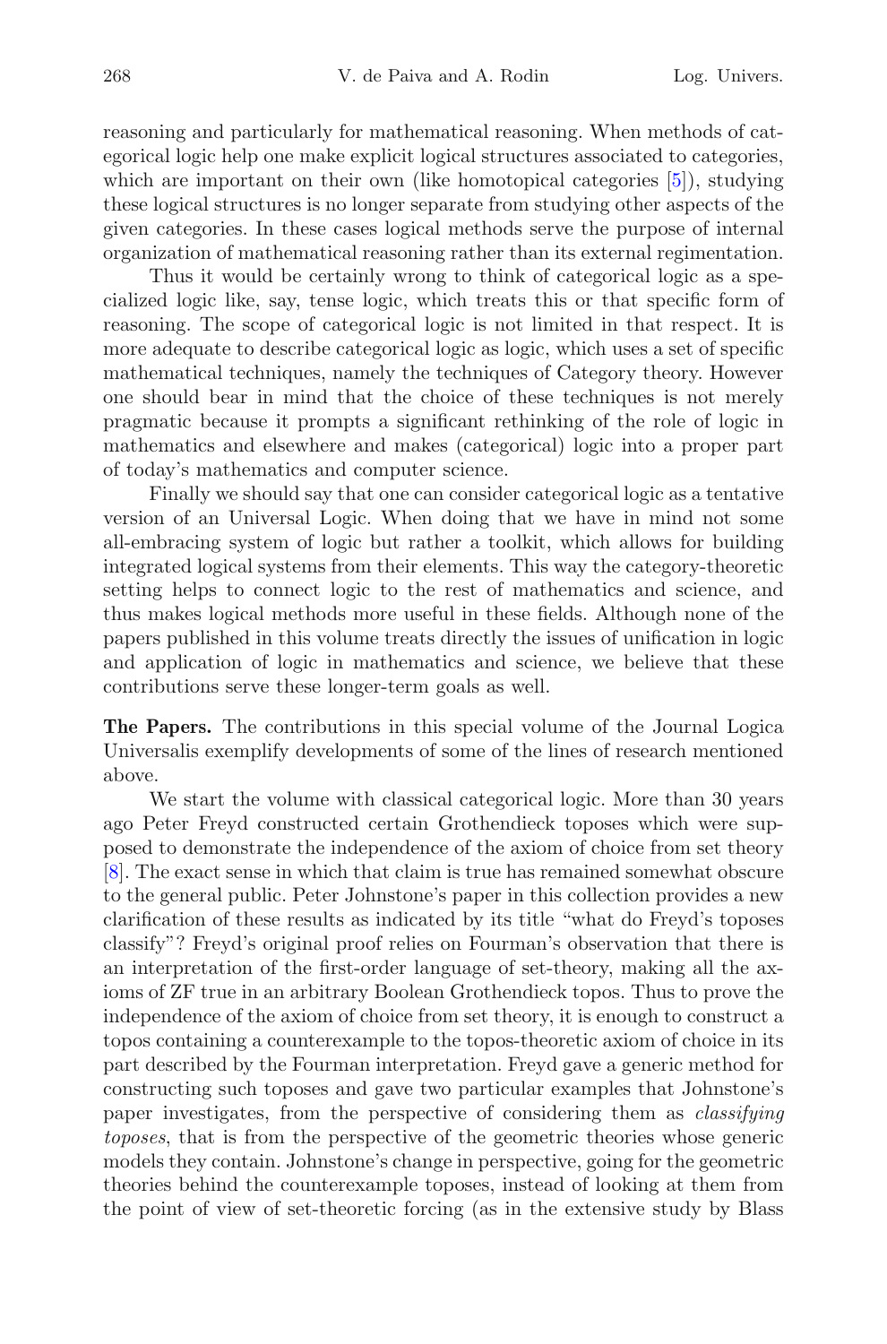reasoning and particularly for mathematical reasoning. When methods of categorical logic help one make explicit logical structures associated to categories, which are important on their own (like homotopical categories [5]), studying these logical structures is no longer separate from studying other aspects of the given categories. In these cases logical methods serve the purpose of internal organization of mathematical reasoning rather than its external regimentation.

Thus it would be certainly wrong to think of categorical logic as a specialized logic like, say, tense logic, which treats this or that specific form of reasoning. The scope of categorical logic is not limited in that respect. It is more adequate to describe categorical logic as logic, which uses a set of specific mathematical techniques, namely the techniques of Category theory. However one should bear in mind that the choice of these techniques is not merely pragmatic because it prompts a significant rethinking of the role of logic in mathematics and elsewhere and makes (categorical) logic into a proper part of today's mathematics and computer science.

Finally we should say that one can consider categorical logic as a tentative version of an Universal Logic. When doing that we have in mind not some all-embracing system of logic but rather a toolkit, which allows for building integrated logical systems from their elements. This way the category-theoretic setting helps to connect logic to the rest of mathematics and science, and thus makes logical methods more useful in these fields. Although none of the papers published in this volume treats directly the issues of unification in logic and application of logic in mathematics and science, we believe that these contributions serve these longer-term goals as well.

**The Papers.** The contributions in this special volume of the Journal Logica Universalis exemplify developments of some of the lines of research mentioned above.

We start the volume with classical categorical logic. More than 30 years ago Peter Freyd constructed certain Grothendieck toposes which were supposed to demonstrate the independence of the axiom of choice from set theory [8]. The exact sense in which that claim is true has remained somewhat obscure to the general public. Peter Johnstone's paper in this collection provides a new clarification of these results as indicated by its title "what do Freyd's toposes classify"? Freyd's original proof relies on Fourman's observation that there is an interpretation of the first-order language of set-theory, making all the axioms of ZF true in an arbitrary Boolean Grothendieck topos. Thus to prove the independence of the axiom of choice from set theory, it is enough to construct a topos containing a counterexample to the topos-theoretic axiom of choice in its part described by the Fourman interpretation. Freyd gave a generic method for constructing such toposes and gave two particular examples that Johnstone's paper investigates, from the perspective of considering them as *classifying toposes*, that is from the perspective of the geometric theories whose generic models they contain. Johnstone's change in perspective, going for the geometric theories behind the counterexample toposes, instead of looking at them from the point of view of set-theoretic forcing (as in the extensive study by Blass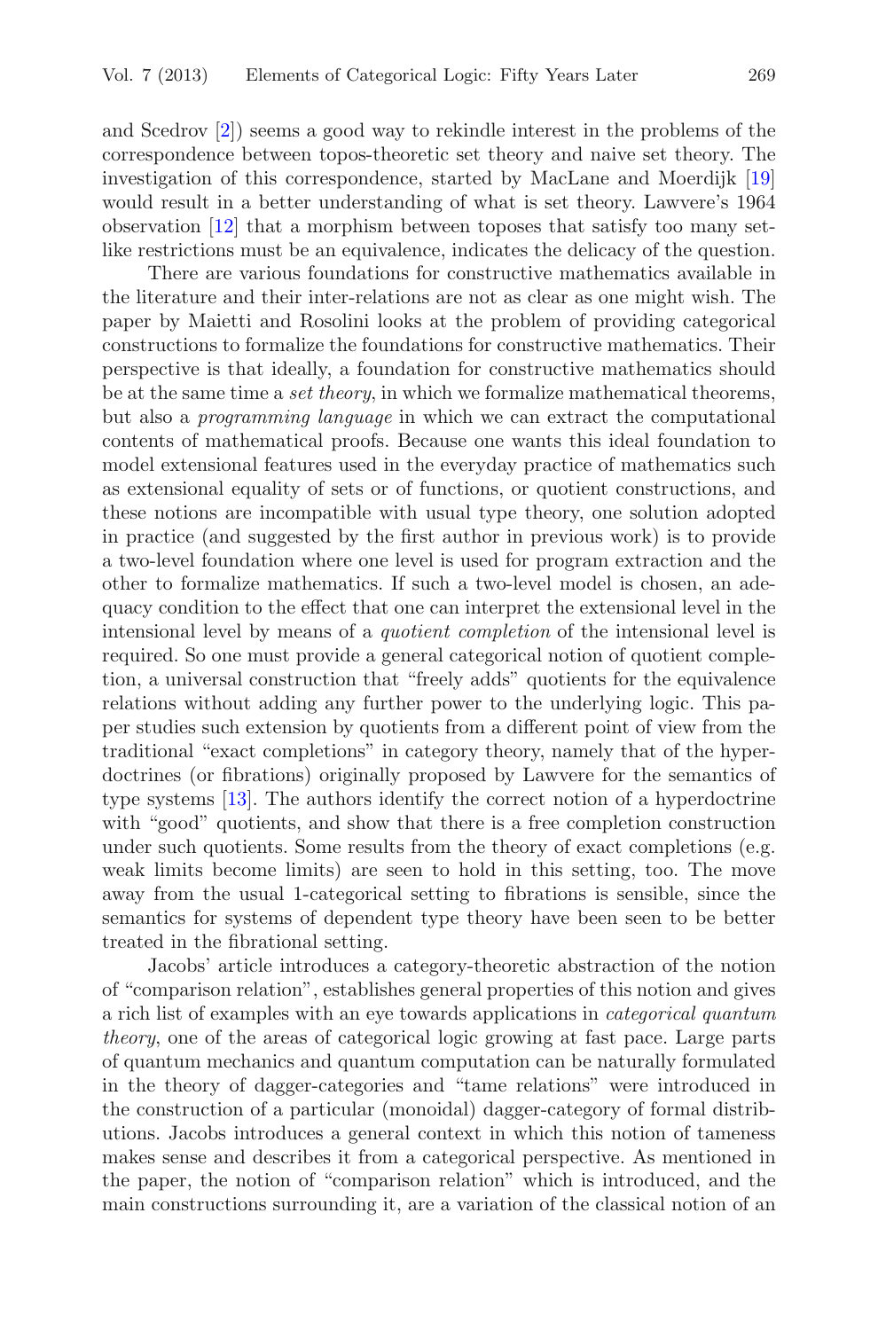and Scedrov [2]) seems a good way to rekindle interest in the problems of the correspondence between topos-theoretic set theory and naive set theory. The investigation of this correspondence, started by MacLane and Moerdijk [19] would result in a better understanding of what is set theory. Lawvere's 1964 observation [12] that a morphism between toposes that satisfy too many set-like restrictions must be an equivalence, indicates the delicacy of the question.

There are various foundations for constructive mathematics available in the literature and their inter-relations are not as clear as one might wish. The paper by Maietti and Rosolini looks at the problem of providing categorical constructions to formalize the foundations for constructive mathematics. Their perspective is that ideally, a foundation for constructive mathematics should be at the same time a *set theory*, in which we formalize mathematical theorems, but also a *programming language* in which we can extract the computational contents of mathematical proofs. Because one wants this ideal foundation to model extensional features used in the everyday practice of mathematics such as extensional equality of sets or of functions, or quotient constructions, and these notions are incompatible with usual type theory, one solution adopted in practice (and suggested by the first author in previous work) is to provide a two-level foundation where one level is used for program extraction and the other to formalize mathematics. If such a two-level model is chosen, an adequacy condition to the effect that one can interpret the extensional level in the intensional level by means of a *quotient completion* of the intensional level is required. So one must provide a general categorical notion of quotient completion, a universal construction that "freely adds" quotients for the equivalence relations without adding any further power to the underlying logic. This paper studies such extension by quotients from a different point of view from the traditional "exact completions" in category theory, namely that of the hyperdoctrines (or fibrations) originally proposed by Lawvere for the semantics of type systems [13]. The authors identify the correct notion of a hyperdoctrine with "good" quotients, and show that there is a free completion construction under such quotients. Some results from the theory of exact completions (e.g. weak limits become limits) are seen to hold in this setting, too. The move away from the usual 1-categorical setting to fibrations is sensible, since the semantics for systems of dependent type theory have been seen to be better treated in the fibrational setting.

Jacobs' article introduces a category-theoretic abstraction of the notion of "comparison relation", establishes general properties of this notion and gives a rich list of examples with an eye towards applications in *categorical quantum theory*, one of the areas of categorical logic growing at fast pace. Large parts of quantum mechanics and quantum computation can be naturally formulated in the theory of dagger-categories and "tame relations" were introduced in the construction of a particular (monoidal) dagger-category of formal distributions. Jacobs introduces a general context in which this notion of tameness makes sense and describes it from a categorical perspective. As mentioned in the paper, the notion of "comparison relation" which is introduced, and the main constructions surrounding it, are a variation of the classical notion of an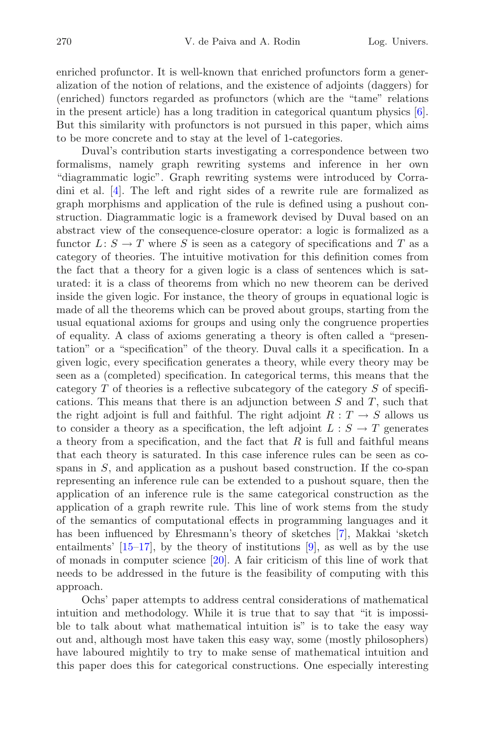enriched profunctor. It is well-known that enriched profunctors form a generalization of the notion of relations, and the existence of adjoints (daggers) for (enriched) functors regarded as profunctors (which are the "tame" relations in the present article) has a long tradition in categorical quantum physics [6]. But this similarity with profunctors is not pursued in this paper, which aims to be more concrete and to stay at the level of 1-categories.

Duval's contribution starts investigating a correspondence between two formalisms, namely graph rewriting systems and inference in her own "diagrammatic logic". Graph rewriting systems were introduced by Corradini et al. [4]. The left and right sides of a rewrite rule are formalized as graph morphisms and application of the rule is defined using a pushout construction. Diagrammatic logic is a framework devised by Duval based on an abstract view of the consequence-closure operator: a logic is formalized as a functor $L\colon S \to T$ where $S$ is seen as a category of specifications and $T$ as a category of theories. The intuitive motivation for this definition comes from the fact that a theory for a given logic is a class of sentences which is saturated: it is a class of theorems from which no new theorem can be derived inside the given logic. For instance, the theory of groups in equational logic is made of all the theorems which can be proved about groups, starting from the usual equational axioms for groups and using only the congruence properties of equality. A class of axioms generating a theory is often called a "presentation" or a "specification" of the theory. Duval calls it a specification. In a given logic, every specification generates a theory, while every theory may be seen as a (completed) specification. In categorical terms, this means that the category $T$ of theories is a reflective subcategory of the category $S$ of specifications. This means that there is an adjunction between $S$ and $T$, such that the right adjoint is full and faithful. The right adjoint $R : T \to S$ allows us to consider a theory as a specification, the left adjoint $L : S \to T$ generates a theory from a specification, and the fact that $R$ is full and faithful means that each theory is saturated. In this case inference rules can be seen as co-spans in $S$, and application as a pushout based construction. If the co-span representing an inference rule can be extended to a pushout square, then the application of an inference rule is the same categorical construction as the application of a graph rewrite rule. This line of work stems from the study of the semantics of computational effects in programming languages and it has been influenced by Ehresmann's theory of sketches [7], Makkai 'sketch entailments' [15–17], by the theory of institutions [9], as well as by the use of monads in computer science [20]. A fair criticism of this line of work that needs to be addressed in the future is the feasibility of computing with this approach.

Ochs' paper attempts to address central considerations of mathematical intuition and methodology. While it is true that to say that "it is impossible to talk about what mathematical intuition is" is to take the easy way out and, although most have taken this easy way, some (mostly philosophers) have laboured mightily to try to make sense of mathematical intuition and this paper does this for categorical constructions. One especially interesting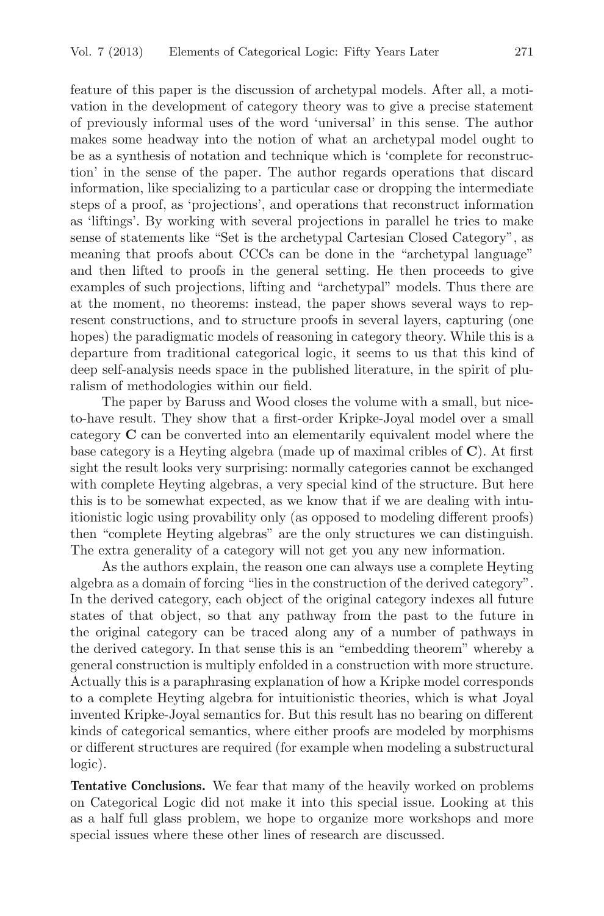feature of this paper is the discussion of archetypal models. After all, a motivation in the development of category theory was to give a precise statement of previously informal uses of the word 'universal' in this sense. The author makes some headway into the notion of what an archetypal model ought to be as a synthesis of notation and technique which is 'complete for reconstruction' in the sense of the paper. The author regards operations that discard information, like specializing to a particular case or dropping the intermediate steps of a proof, as 'projections', and operations that reconstruct information as 'liftings'. By working with several projections in parallel he tries to make sense of statements like "Set is the archetypal Cartesian Closed Category", as meaning that proofs about CCCs can be done in the "archetypal language" and then lifted to proofs in the general setting. He then proceeds to give examples of such projections, lifting and "archetypal" models. Thus there are at the moment, no theorems: instead, the paper shows several ways to represent constructions, and to structure proofs in several layers, capturing (one hopes) the paradigmatic models of reasoning in category theory. While this is a departure from traditional categorical logic, it seems to us that this kind of deep self-analysis needs space in the published literature, in the spirit of pluralism of methodologies within our field.

The paper by Baruss and Wood closes the volume with a small, but nice-to-have result. They show that a first-order Kripke-Joyal model over a small category $\mathbf{C}$ can be converted into an elementarily equivalent model where the base category is a Heyting algebra (made up of maximal cribles of $\mathbf{C}$). At first sight the result looks very surprising: normally categories cannot be exchanged with complete Heyting algebras, a very special kind of the structure. But here this is to be somewhat expected, as we know that if we are dealing with intuitionistic logic using provability only (as opposed to modeling different proofs) then "complete Heyting algebras" are the only structures we can distinguish. The extra generality of a category will not get you any new information.

As the authors explain, the reason one can always use a complete Heyting algebra as a domain of forcing "lies in the construction of the derived category". In the derived category, each object of the original category indexes all future states of that object, so that any pathway from the past to the future in the original category can be traced along any of a number of pathways in the derived category. In that sense this is an "embedding theorem" whereby a general construction is multiply enfolded in a construction with more structure. Actually this is a paraphrasing explanation of how a Kripke model corresponds to a complete Heyting algebra for intuitionistic theories, which is what Joyal invented Kripke-Joyal semantics for. But this result has no bearing on different kinds of categorical semantics, where either proofs are modeled by morphisms or different structures are required (for example when modeling a substructural logic).

**Tentative Conclusions.** We fear that many of the heavily worked on problems on Categorical Logic did not make it into this special issue. Looking at this as a half full glass problem, we hope to organize more workshops and more special issues where these other lines of research are discussed.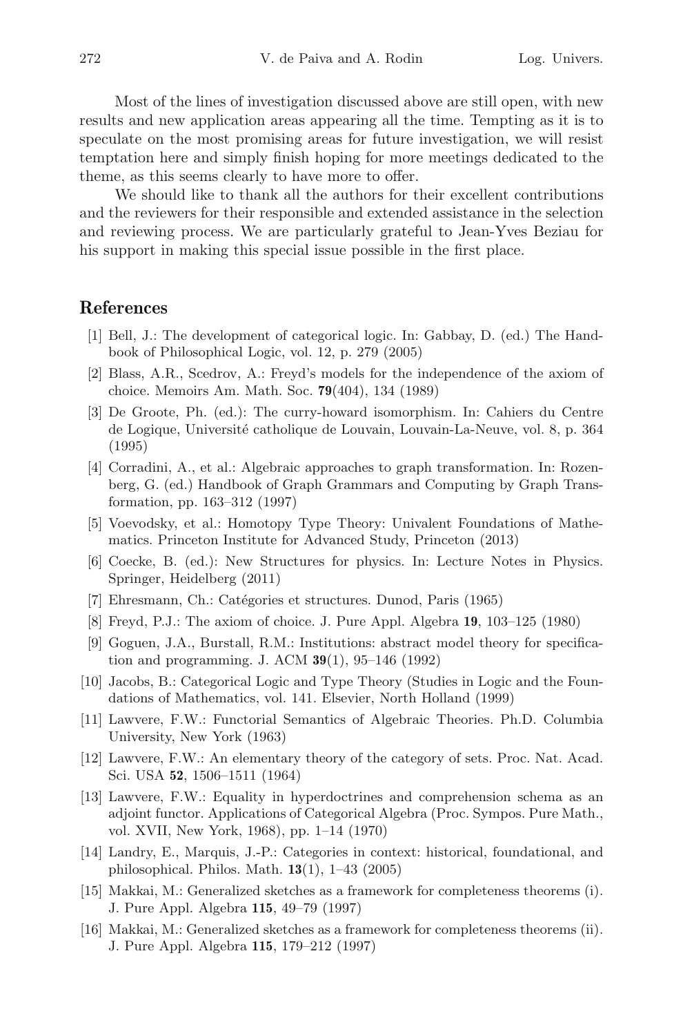Most of the lines of investigation discussed above are still open, with new results and new application areas appearing all the time. Tempting as it is to speculate on the most promising areas for future investigation, we will resist temptation here and simply finish hoping for more meetings dedicated to the theme, as this seems clearly to have more to offer.

We should like to thank all the authors for their excellent contributions and the reviewers for their responsible and extended assistance in the selection and reviewing process. We are particularly grateful to Jean-Yves Beziau for his support in making this special issue possible in the first place.

## References

[1] Bell, J.: The development of categorical logic. In: Gabbay, D. (ed.) The Handbook of Philosophical Logic, vol. 12, p. 279 (2005)

[2] Blass, A.R., Scedrov, A.: Freyd's models for the independence of the axiom of choice. Memoirs Am. Math. Soc. **79**(404), 134 (1989)

[3] De Groote, Ph. (ed.): The curry-howard isomorphism. In: Cahiers du Centre de Logique, Université catholique de Louvain, Louvain-La-Neuve, vol. 8, p. 364 (1995)

[4] Corradini, A., et al.: Algebraic approaches to graph transformation. In: Rozenberg, G. (ed.) Handbook of Graph Grammars and Computing by Graph Transformation, pp. 163–312 (1997)

[5] Voevodsky, et al.: Homotopy Type Theory: Univalent Foundations of Mathematics. Princeton Institute for Advanced Study, Princeton (2013)

[6] Coecke, B. (ed.): New Structures for physics. In: Lecture Notes in Physics. Springer, Heidelberg (2011)

[7] Ehresmann, Ch.: Catégories et structures. Dunod, Paris (1965)

[8] Freyd, P.J.: The axiom of choice. J. Pure Appl. Algebra **19**, 103–125 (1980)

[9] Goguen, J.A., Burstall, R.M.: Institutions: abstract model theory for specification and programming. J. ACM **39**(1), 95–146 (1992)

[10] Jacobs, B.: Categorical Logic and Type Theory (Studies in Logic and the Foundations of Mathematics, vol. 141. Elsevier, North Holland (1999)

[11] Lawvere, F.W.: Functorial Semantics of Algebraic Theories. Ph.D. Columbia University, New York (1963)

[12] Lawvere, F.W.: An elementary theory of the category of sets. Proc. Nat. Acad. Sci. USA **52**, 1506–1511 (1964)

[13] Lawvere, F.W.: Equality in hyperdoctrines and comprehension schema as an adjoint functor. Applications of Categorical Algebra (Proc. Sympos. Pure Math., vol. XVII, New York, 1968), pp. 1–14 (1970)

[14] Landry, E., Marquis, J.-P.: Categories in context: historical, foundational, and philosophical. Philos. Math. **13**(1), 1–43 (2005)

[15] Makkai, M.: Generalized sketches as a framework for completeness theorems (i). J. Pure Appl. Algebra **115**, 49–79 (1997)

[16] Makkai, M.: Generalized sketches as a framework for completeness theorems (ii). J. Pure Appl. Algebra **115**, 179–212 (1997)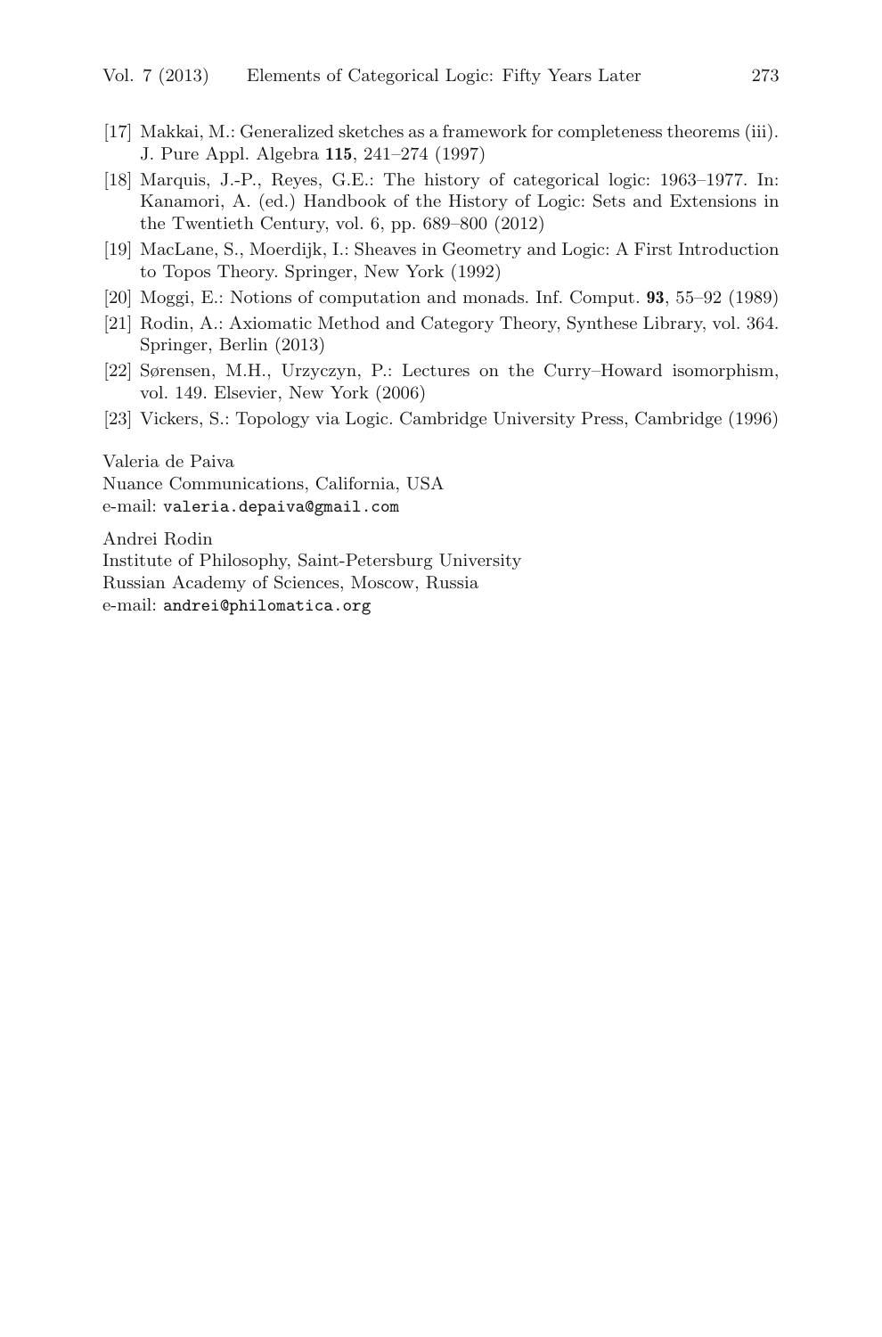[17] Makkai, M.: Generalized sketches as a framework for completeness theorems (iii). J. Pure Appl. Algebra **115**, 241–274 (1997)

[18] Marquis, J.-P., Reyes, G.E.: The history of categorical logic: 1963–1977. In: Kanamori, A. (ed.) Handbook of the History of Logic: Sets and Extensions in the Twentieth Century, vol. 6, pp. 689–800 (2012)

[19] MacLane, S., Moerdijk, I.: Sheaves in Geometry and Logic: A First Introduction to Topos Theory. Springer, New York (1992)

[20] Moggi, E.: Notions of computation and monads. Inf. Comput. **93**, 55–92 (1989)

[21] Rodin, A.: Axiomatic Method and Category Theory, Synthese Library, vol. 364. Springer, Berlin (2013)

[22] Sørensen, M.H., Urzyczyn, P.: Lectures on the Curry–Howard isomorphism, vol. 149. Elsevier, New York (2006)

[23] Vickers, S.: Topology via Logic. Cambridge University Press, Cambridge (1996)

Valeria de Paiva
Nuance Communications, California, USA
e-mail: valeria.depaiva@gmail.com

Andrei Rodin
Institute of Philosophy, Saint-Petersburg University
Russian Academy of Sciences, Moscow, Russia
e-mail: andrei@philomatica.org